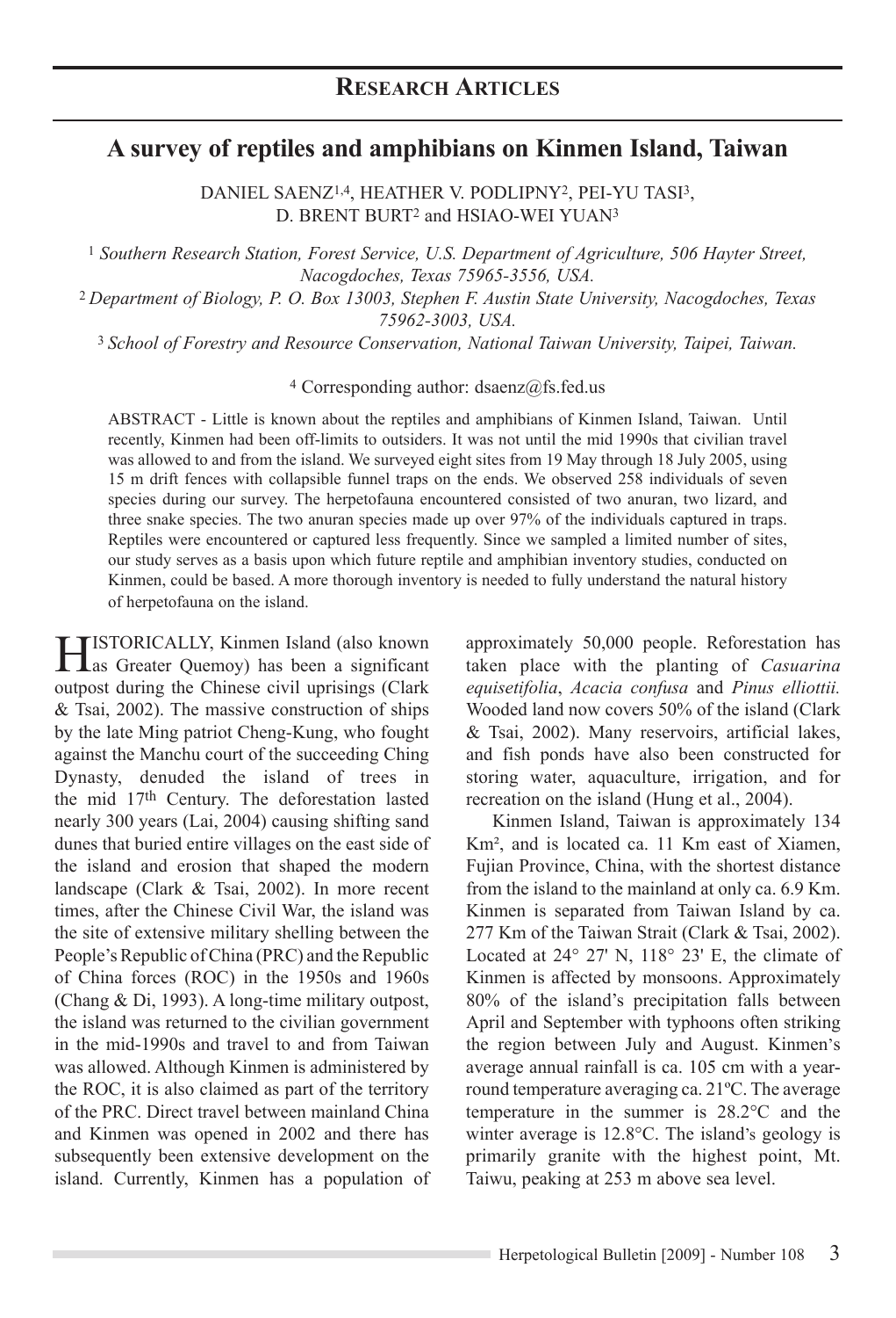## Research Articles

# A survey of reptiles and amphibians on Kinmen Island, Taiwan

DANIEL SAENZ[1,4], HEATHER V. PODLIPNY[2], PEI-YU TASI[3], D. BRENT BURT[2] and HSIAO-WEI YUAN[3]

[1] *Southern Research Station, Forest Service, U.S. Department of Agriculture, 506 Hayter Street, Nacogdoches, Texas 75965-3556, USA.*

[2] *Department of Biology, P. O. Box 13003, Stephen F. Austin State University, Nacogdoches, Texas 75962-3003, USA.*

[3] *School of Forestry and Resource Conservation, National Taiwan University, Taipei, Taiwan.*

[4] Corresponding author: dsaenz@fs.fed.us

ABSTRACT - Little is known about the reptiles and amphibians of Kinmen Island, Taiwan. Until recently, Kinmen had been off-limits to outsiders. It was not until the mid 1990s that civilian travel was allowed to and from the island. We surveyed eight sites from 19 May through 18 July 2005, using 15 m drift fences with collapsible funnel traps on the ends. We observed 258 individuals of seven species during our survey. The herpetofauna encountered consisted of two anuran, two lizard, and three snake species. The two anuran species made up over 97% of the individuals captured in traps. Reptiles were encountered or captured less frequently. Since we sampled a limited number of sites, our study serves as a basis upon which future reptile and amphibian inventory studies, conducted on Kinmen, could be based. A more thorough inventory is needed to fully understand the natural history of herpetofauna on the island.

HISTORICALLY, Kinmen Island (also known as Greater Quemoy) has been a significant outpost during the Chinese civil uprisings (Clark & Tsai, 2002). The massive construction of ships by the late Ming patriot Cheng-Kung, who fought against the Manchu court of the succeeding Ching Dynasty, denuded the island of trees in the mid 17th Century. The deforestation lasted nearly 300 years (Lai, 2004) causing shifting sand dunes that buried entire villages on the east side of the island and erosion that shaped the modern landscape (Clark & Tsai, 2002). In more recent times, after the Chinese Civil War, the island was the site of extensive military shelling between the People's Republic of China (PRC) and the Republic of China forces (ROC) in the 1950s and 1960s (Chang & Di, 1993). A long-time military outpost, the island was returned to the civilian government in the mid-1990s and travel to and from Taiwan was allowed. Although Kinmen is administered by the ROC, it is also claimed as part of the territory of the PRC. Direct travel between mainland China and Kinmen was opened in 2002 and there has subsequently been extensive development on the island. Currently, Kinmen has a population of approximately 50,000 people. Reforestation has taken place with the planting of *Casuarina equisetifolia*, *Acacia confusa* and *Pinus elliottii.* Wooded land now covers 50% of the island (Clark & Tsai, 2002). Many reservoirs, artificial lakes, and fish ponds have also been constructed for storing water, aquaculture, irrigation, and for recreation on the island (Hung et al., 2004).

Kinmen Island, Taiwan is approximately 134 Km², and is located ca. 11 Km east of Xiamen, Fujian Province, China, with the shortest distance from the island to the mainland at only ca. 6.9 Km. Kinmen is separated from Taiwan Island by ca. 277 Km of the Taiwan Strait (Clark & Tsai, 2002). Located at 24° 27' N, 118° 23' E, the climate of Kinmen is affected by monsoons. Approximately 80% of the island's precipitation falls between April and September with typhoons often striking the region between July and August. Kinmen's average annual rainfall is ca. 105 cm with a year-round temperature averaging ca. 21ºC. The average temperature in the summer is 28.2°C and the winter average is 12.8°C. The island's geology is primarily granite with the highest point, Mt. Taiwu, peaking at 253 m above sea level.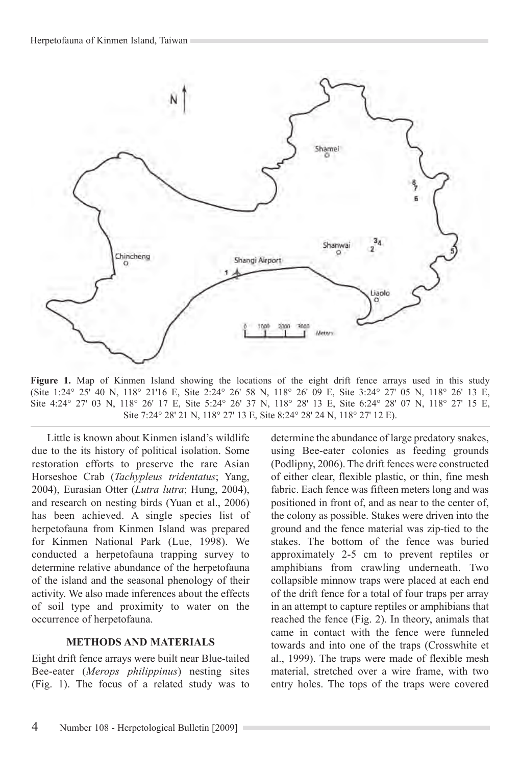**Figure 1.** Map of Kinmen Island showing the locations of the eight drift fence arrays used in this study (Site 1:24° 25' 40 N, 118° 21'16 E, Site 2:24° 26' 58 N, 118° 26' 09 E, Site 3:24° 27' 05 N, 118° 26' 13 E, Site 4:24° 27' 03 N, 118° 26' 17 E, Site 5:24° 26' 37 N, 118° 28' 13 E, Site 6:24° 28' 07 N, 118° 27' 15 E, Site 7:24° 28' 21 N, 118° 27' 13 E, Site 8:24° 28' 24 N, 118° 27' 12 E).

Little is known about Kinmen island's wildlife due to the its history of political isolation. Some restoration efforts to preserve the rare Asian Horseshoe Crab (*Tachypleus tridentatus*; Yang, 2004), Eurasian Otter (*Lutra lutra*; Hung, 2004), and research on nesting birds (Yuan et al., 2006) has been achieved. A single species list of herpetofauna from Kinmen Island was prepared for Kinmen National Park (Lue, 1998). We conducted a herpetofauna trapping survey to determine relative abundance of the herpetofauna of the island and the seasonal phenology of their activity. We also made inferences about the effects of soil type and proximity to water on the occurrence of herpetofauna.

## METHODS AND MATERIALS

Eight drift fence arrays were built near Blue-tailed Bee-eater (*Merops philippinus*) nesting sites (Fig. 1). The focus of a related study was to determine the abundance of large predatory snakes, using Bee-eater colonies as feeding grounds (Podlipny, 2006). The drift fences were constructed of either clear, flexible plastic, or thin, fine mesh fabric. Each fence was fifteen meters long and was positioned in front of, and as near to the center of, the colony as possible. Stakes were driven into the ground and the fence material was zip-tied to the stakes. The bottom of the fence was buried approximately 2-5 cm to prevent reptiles or amphibians from crawling underneath. Two collapsible minnow traps were placed at each end of the drift fence for a total of four traps per array in an attempt to capture reptiles or amphibians that reached the fence (Fig. 2). In theory, animals that came in contact with the fence were funneled towards and into one of the traps (Crosswhite et al., 1999). The traps were made of flexible mesh material, stretched over a wire frame, with two entry holes. The tops of the traps were covered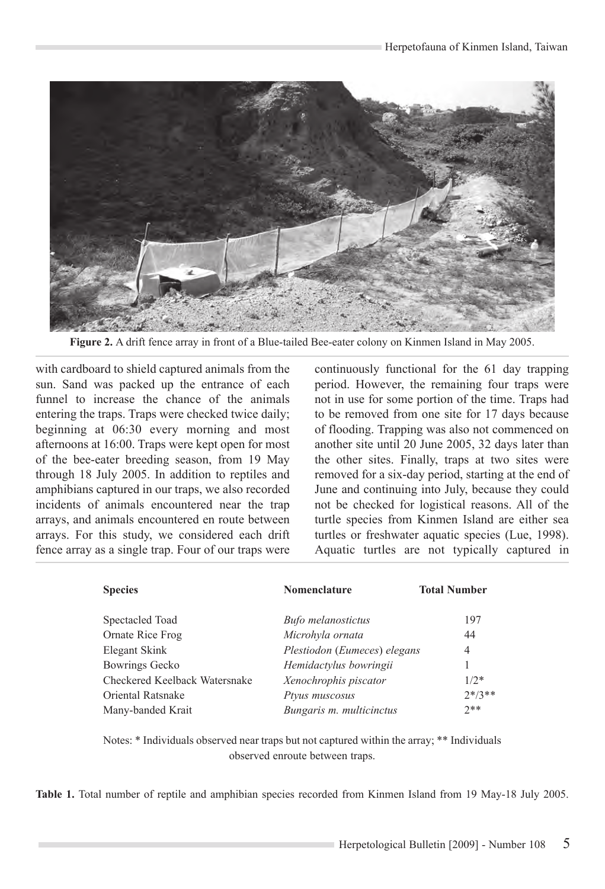**Figure 2.** A drift fence array in front of a Blue-tailed Bee-eater colony on Kinmen Island in May 2005.

with cardboard to shield captured animals from the sun. Sand was packed up the entrance of each funnel to increase the chance of the animals entering the traps. Traps were checked twice daily; beginning at 06:30 every morning and most afternoons at 16:00. Traps were kept open for most of the bee-eater breeding season, from 19 May through 18 July 2005. In addition to reptiles and amphibians captured in our traps, we also recorded incidents of animals encountered near the trap arrays, and animals encountered en route between arrays. For this study, we considered each drift fence array as a single trap. Four of our traps were continuously functional for the 61 day trapping period. However, the remaining four traps were not in use for some portion of the time. Traps had to be removed from one site for 17 days because of flooding. Trapping was also not commenced on another site until 20 June 2005, 32 days later than the other sites. Finally, traps at two sites were removed for a six-day period, starting at the end of June and continuing into July, because they could not be checked for logistical reasons. All of the turtle species from Kinmen Island are either sea turtles or freshwater aquatic species (Lue, 1998). Aquatic turtles are not typically captured in

| Species | Nomenclature | Total Number |
|---|---|---|
| Spectacled Toad | *Bufo melanostictus* | 197 |
| Ornate Rice Frog | *Microhyla ornata* | 44 |
| Elegant Skink | *Plestiodon* (*Eumeces*) *elegans* | 4 |
| Bowrings Gecko | *Hemidactylus bowringii* | 1 |
| Checkered Keelback Watersnake | *Xenochrophis piscator* | 1/2* |
| Oriental Ratsnake | *Ptyus muscosus* | 2*/3** |
| Many-banded Krait | *Bungaris m. multicinctus* | 2** |

Notes: * Individuals observed near traps but not captured within the array; ** Individuals observed enroute between traps.

**Table 1.** Total number of reptile and amphibian species recorded from Kinmen Island from 19 May-18 July 2005.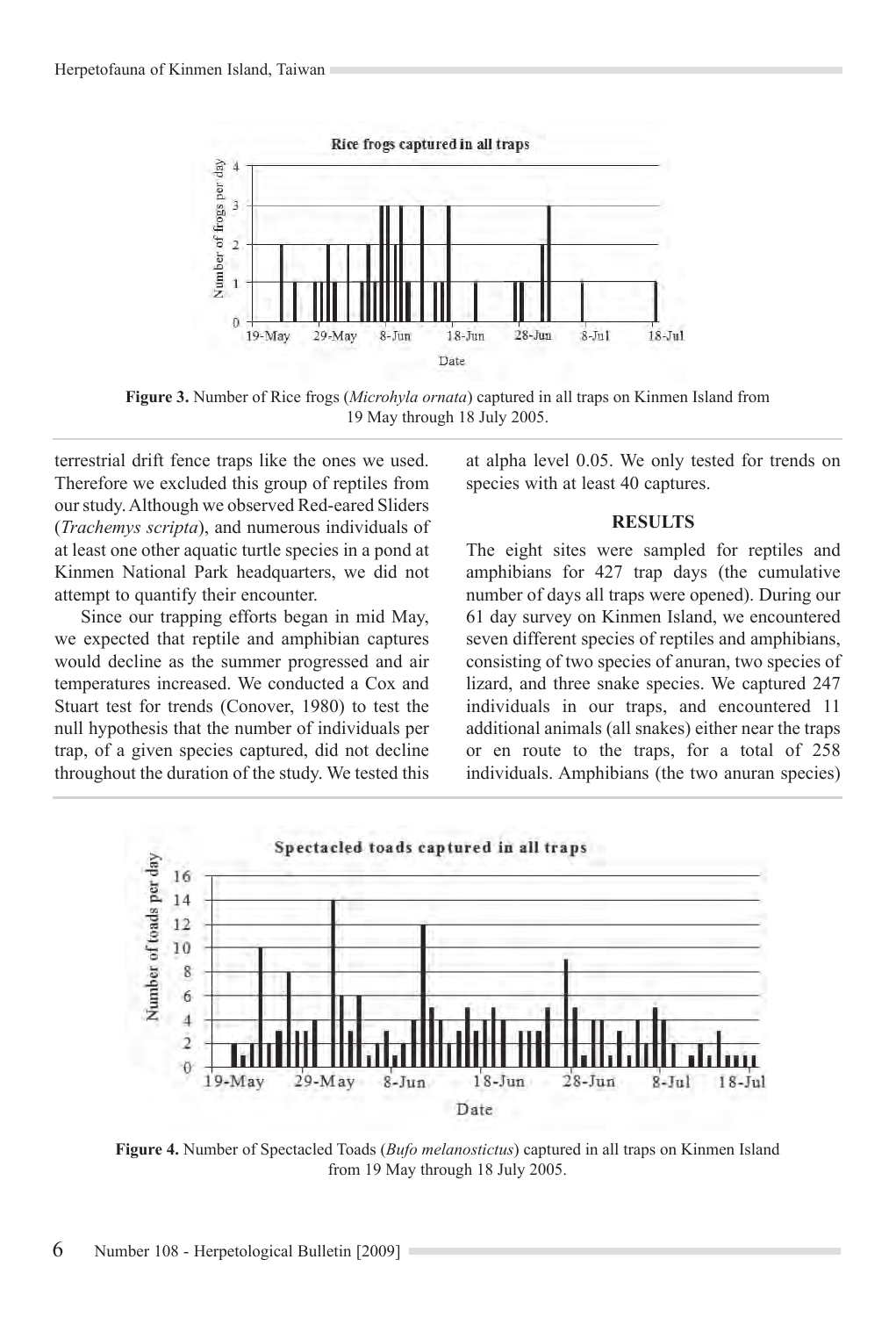**Figure 3.** Number of Rice frogs (*Microhyla ornata*) captured in all traps on Kinmen Island from 19 May through 18 July 2005.

terrestrial drift fence traps like the ones we used. Therefore we excluded this group of reptiles from our study. Although we observed Red-eared Sliders (*Trachemys scripta*), and numerous individuals of at least one other aquatic turtle species in a pond at Kinmen National Park headquarters, we did not attempt to quantify their encounter.

Since our trapping efforts began in mid May, we expected that reptile and amphibian captures would decline as the summer progressed and air temperatures increased. We conducted a Cox and Stuart test for trends (Conover, 1980) to test the null hypothesis that the number of individuals per trap, of a given species captured, did not decline throughout the duration of the study. We tested this at alpha level 0.05. We only tested for trends on species with at least 40 captures.

## RESULTS

The eight sites were sampled for reptiles and amphibians for 427 trap days (the cumulative number of days all traps were opened). During our 61 day survey on Kinmen Island, we encountered seven different species of reptiles and amphibians, consisting of two species of anuran, two species of lizard, and three snake species. We captured 247 individuals in our traps, and encountered 11 additional animals (all snakes) either near the traps or en route to the traps, for a total of 258 individuals. Amphibians (the two anuran species)

**Figure 4.** Number of Spectacled Toads (*Bufo melanostictus*) captured in all traps on Kinmen Island from 19 May through 18 July 2005.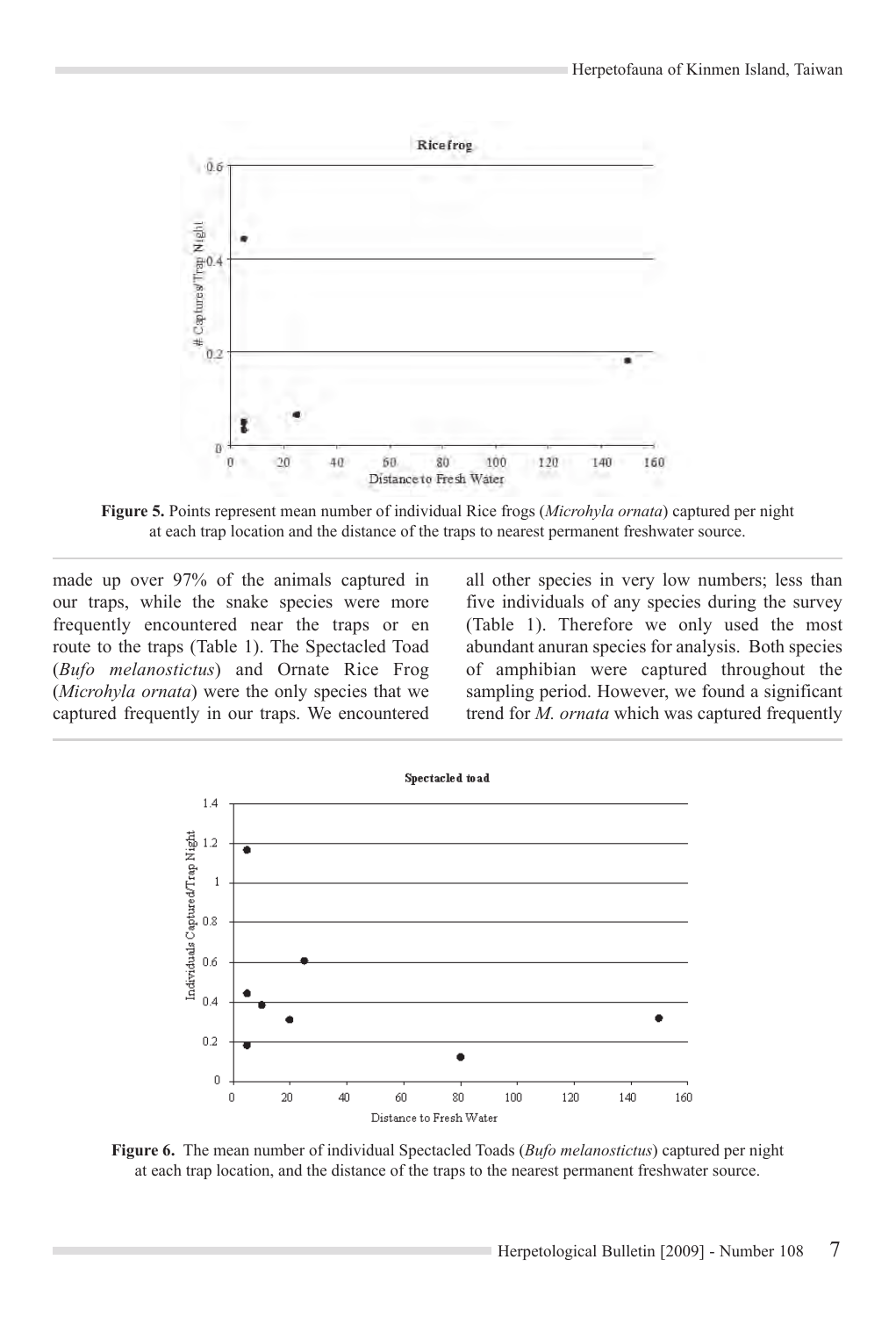**Figure 5.** Points represent mean number of individual Rice frogs (*Microhyla ornata*) captured per night at each trap location and the distance of the traps to nearest permanent freshwater source.

made up over 97% of the animals captured in our traps, while the snake species were more frequently encountered near the traps or en route to the traps (Table 1). The Spectacled Toad (*Bufo melanostictus*) and Ornate Rice Frog (*Microhyla ornata*) were the only species that we captured frequently in our traps. We encountered all other species in very low numbers; less than five individuals of any species during the survey (Table 1). Therefore we only used the most abundant anuran species for analysis. Both species of amphibian were captured throughout the sampling period. However, we found a significant trend for *M. ornata* which was captured frequently

**Figure 6.** The mean number of individual Spectacled Toads (*Bufo melanostictus*) captured per night at each trap location, and the distance of the traps to the nearest permanent freshwater source.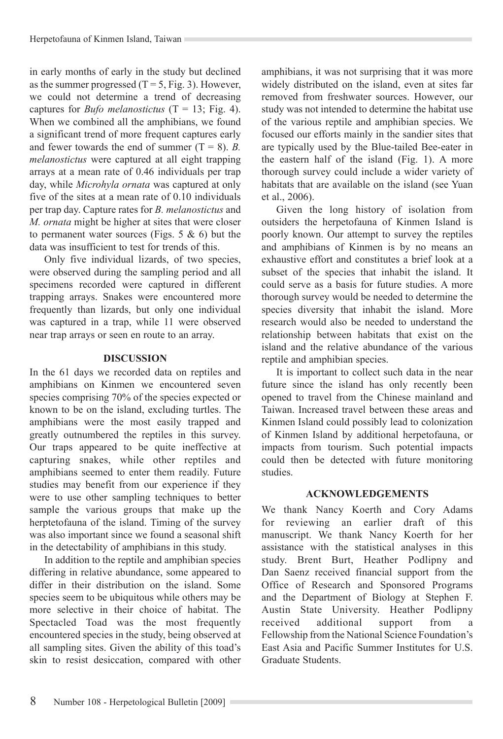in early months of early in the study but declined as the summer progressed ($T = 5$, Fig. 3). However, we could not determine a trend of decreasing captures for *Bufo melanostictus* ($T = 13$; Fig. 4). When we combined all the amphibians, we found a significant trend of more frequent captures early and fewer towards the end of summer ($T = 8$). *B. melanostictus* were captured at all eight trapping arrays at a mean rate of 0.46 individuals per trap day, while *Microhyla ornata* was captured at only five of the sites at a mean rate of 0.10 individuals per trap day. Capture rates for *B. melanostictus* and *M. ornata* might be higher at sites that were closer to permanent water sources (Figs. 5 & 6) but the data was insufficient to test for trends of this.

Only five individual lizards, of two species, were observed during the sampling period and all specimens recorded were captured in different trapping arrays. Snakes were encountered more frequently than lizards, but only one individual was captured in a trap, while 11 were observed near trap arrays or seen en route to an array.

## DISCUSSION

In the 61 days we recorded data on reptiles and amphibians on Kinmen we encountered seven species comprising 70% of the species expected or known to be on the island, excluding turtles. The amphibians were the most easily trapped and greatly outnumbered the reptiles in this survey. Our traps appeared to be quite ineffective at capturing snakes, while other reptiles and amphibians seemed to enter them readily. Future studies may benefit from our experience if they were to use other sampling techniques to better sample the various groups that make up the herptetofauna of the island. Timing of the survey was also important since we found a seasonal shift in the detectability of amphibians in this study.

In addition to the reptile and amphibian species differing in relative abundance, some appeared to differ in their distribution on the island. Some species seem to be ubiquitous while others may be more selective in their choice of habitat. The Spectacled Toad was the most frequently encountered species in the study, being observed at all sampling sites. Given the ability of this toad's skin to resist desiccation, compared with other amphibians, it was not surprising that it was more widely distributed on the island, even at sites far removed from freshwater sources. However, our study was not intended to determine the habitat use of the various reptile and amphibian species. We focused our efforts mainly in the sandier sites that are typically used by the Blue-tailed Bee-eater in the eastern half of the island (Fig. 1). A more thorough survey could include a wider variety of habitats that are available on the island (see Yuan et al., 2006).

Given the long history of isolation from outsiders the herpetofauna of Kinmen Island is poorly known. Our attempt to survey the reptiles and amphibians of Kinmen is by no means an exhaustive effort and constitutes a brief look at a subset of the species that inhabit the island. It could serve as a basis for future studies. A more thorough survey would be needed to determine the species diversity that inhabit the island. More research would also be needed to understand the relationship between habitats that exist on the island and the relative abundance of the various reptile and amphibian species.

It is important to collect such data in the near future since the island has only recently been opened to travel from the Chinese mainland and Taiwan. Increased travel between these areas and Kinmen Island could possibly lead to colonization of Kinmen Island by additional herpetofauna, or impacts from tourism. Such potential impacts could then be detected with future monitoring studies.

## ACKNOWLEDGEMENTS

We thank Nancy Koerth and Cory Adams for reviewing an earlier draft of this manuscript. We thank Nancy Koerth for her assistance with the statistical analyses in this study. Brent Burt, Heather Podlipny and Dan Saenz received financial support from the Office of Research and Sponsored Programs and the Department of Biology at Stephen F. Austin State University. Heather Podlipny received additional support from a Fellowship from the National Science Foundation's East Asia and Pacific Summer Institutes for U.S. Graduate Students.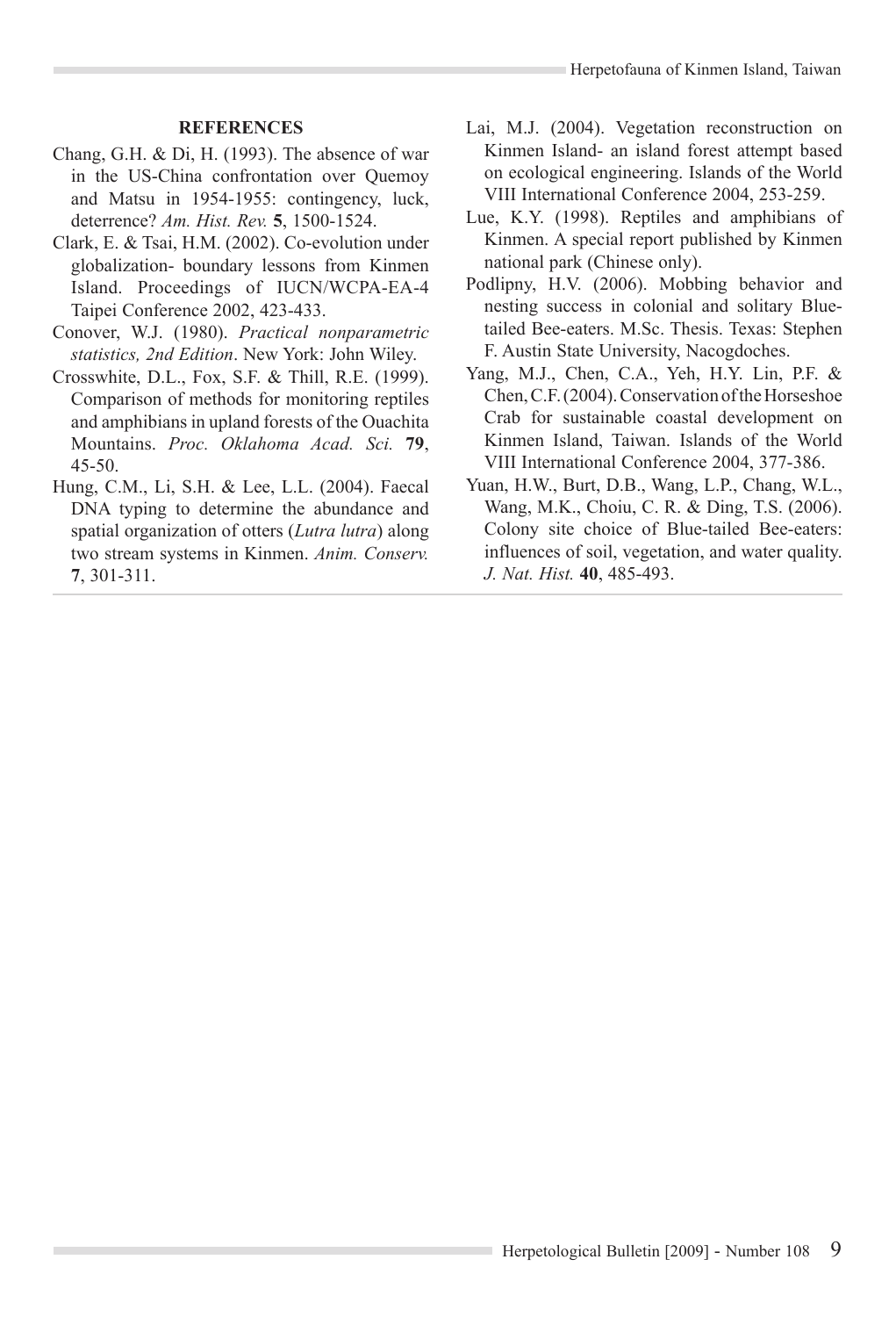## REFERENCES

Chang, G.H. & Di, H. (1993). The absence of war in the US-China confrontation over Quemoy and Matsu in 1954-1955: contingency, luck, deterrence? *Am. Hist. Rev.* **5**, 1500-1524.

Clark, E. & Tsai, H.M. (2002). Co-evolution under globalization- boundary lessons from Kinmen Island. Proceedings of IUCN/WCPA-EA-4 Taipei Conference 2002, 423-433.

Conover, W.J. (1980). *Practical nonparametric statistics, 2nd Edition*. New York: John Wiley.

Crosswhite, D.L., Fox, S.F. & Thill, R.E. (1999). Comparison of methods for monitoring reptiles and amphibians in upland forests of the Ouachita Mountains. *Proc. Oklahoma Acad. Sci.* **79**, 45-50.

Hung, C.M., Li, S.H. & Lee, L.L. (2004). Faecal DNA typing to determine the abundance and spatial organization of otters (*Lutra lutra*) along two stream systems in Kinmen. *Anim. Conserv.* **7**, 301-311.

Lai, M.J. (2004). Vegetation reconstruction on Kinmen Island- an island forest attempt based on ecological engineering. Islands of the World VIII International Conference 2004, 253-259.

Lue, K.Y. (1998). Reptiles and amphibians of Kinmen. A special report published by Kinmen national park (Chinese only).

Podlipny, H.V. (2006). Mobbing behavior and nesting success in colonial and solitary Blue-tailed Bee-eaters. M.Sc. Thesis. Texas: Stephen F. Austin State University, Nacogdoches.

Yang, M.J., Chen, C.A., Yeh, H.Y. Lin, P.F. & Chen, C.F. (2004). Conservation of the Horseshoe Crab for sustainable coastal development on Kinmen Island, Taiwan. Islands of the World VIII International Conference 2004, 377-386.

Yuan, H.W., Burt, D.B., Wang, L.P., Chang, W.L., Wang, M.K., Choiu, C. R. & Ding, T.S. (2006). Colony site choice of Blue-tailed Bee-eaters: influences of soil, vegetation, and water quality. *J. Nat. Hist.* **40**, 485-493.